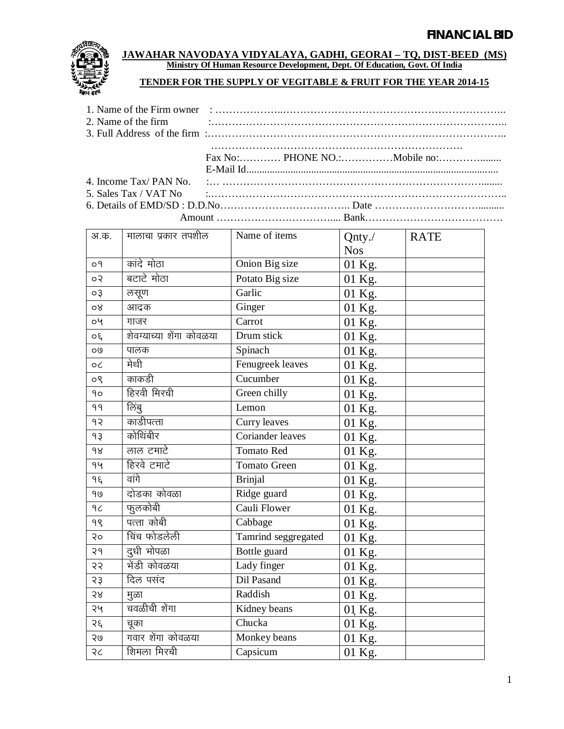**FINANCIAL BID**

## JAWAHAR NAVODAYA VIDYALAYA, GADHI, GEORAI – TQ, DIST-BEED (MS)

**Ministry Of Human Resource Development, Dept. Of Education, Govt. Of India**

**TENDER FOR THE SUPPLY OF VEGITABLE & FRUIT FOR THE YEAR 2014-15**

1. Name of the Firm owner : ……………………………………………………………………………..
2. Name of the firm :……………………………………………………………………………..
3. Full Address of the firm :……………………………………………………………………………..
   ……………………………………………………………….
   Fax No:………… PHONE NO.:……………Mobile no:……………......
   E-Mail Id.................................................................................................
4. Income Tax/ PAN No. :… ……………………………………………………………………........
5. Sales Tax / VAT No :……………………………………………………………………………..
6. Details of EMD/SD : D.D.No……………………………….. Date ……………………………..........
   Amount …………………………….... Bank…………………………………

| अ.क. | मालाचा प्रकार तपशील | Name of items | Qnty./ Nos | RATE |
|---|---|---|---|---|
| ०१ | कांदे मोठा | Onion Big size | 01 Kg. | |
| ०२ | बटाटे मोठा | Potato Big size | 01 Kg. | |
| ०३ | लसूण | Garlic | 01 Kg. | |
| ०४ | आद्रक | Ginger | 01 Kg. | |
| ०५ | गाजर | Carrot | 01 Kg. | |
| ०६ | शेवग्याच्या शेंगा कोवळया | Drum stick | 01 Kg. | |
| ०७ | पालक | Spinach | 01 Kg. | |
| ०८ | मेथी | Fenugreek leaves | 01 Kg. | |
| ०९ | काकडी | Cucumber | 01 Kg. | |
| १० | हिरवी मिरची | Green chilly | 01 Kg. | |
| ११ | लिंबु | Lemon | 01 Kg. | |
| १२ | काडीपत्ता | Curry leaves | 01 Kg. | |
| १३ | कोथिंबीर | Coriander leaves | 01 Kg. | |
| १४ | लाल टमाटे | Tomato Red | 01 Kg. | |
| १५ | हिरवे टमाटे | Tomato Green | 01 Kg. | |
| १६ | वांगे | Brinjal | 01 Kg. | |
| १७ | दोडका कोवळा | Ridge guard | 01 Kg. | |
| १८ | फुलकोबी | Cauli Flower | 01 Kg. | |
| १९ | पत्ता कोबी | Cabbage | 01 Kg. | |
| २० | चिंच फोडलेली | Tamrind seggregated | 01 Kg. | |
| २१ | दुधी भोपळा | Bottle guard | 01 Kg. | |
| २२ | भेंडी कोवळया | Lady finger | 01 Kg. | |
| २३ | दिल पसंद | Dil Pasand | 01 Kg. | |
| २४ | मुळा | Raddish | 01 Kg. | |
| २५ | चवळीची शेंगा | Kidney beans | 01 Kg. | |
| २६ | चूका | Chucka | 01 Kg. | |
| २७ | गवार शेंगा कोवळया | Monkey beans | 01 Kg. | |
| २८ | शिमला मिरची | Capsicum | 01 Kg. | |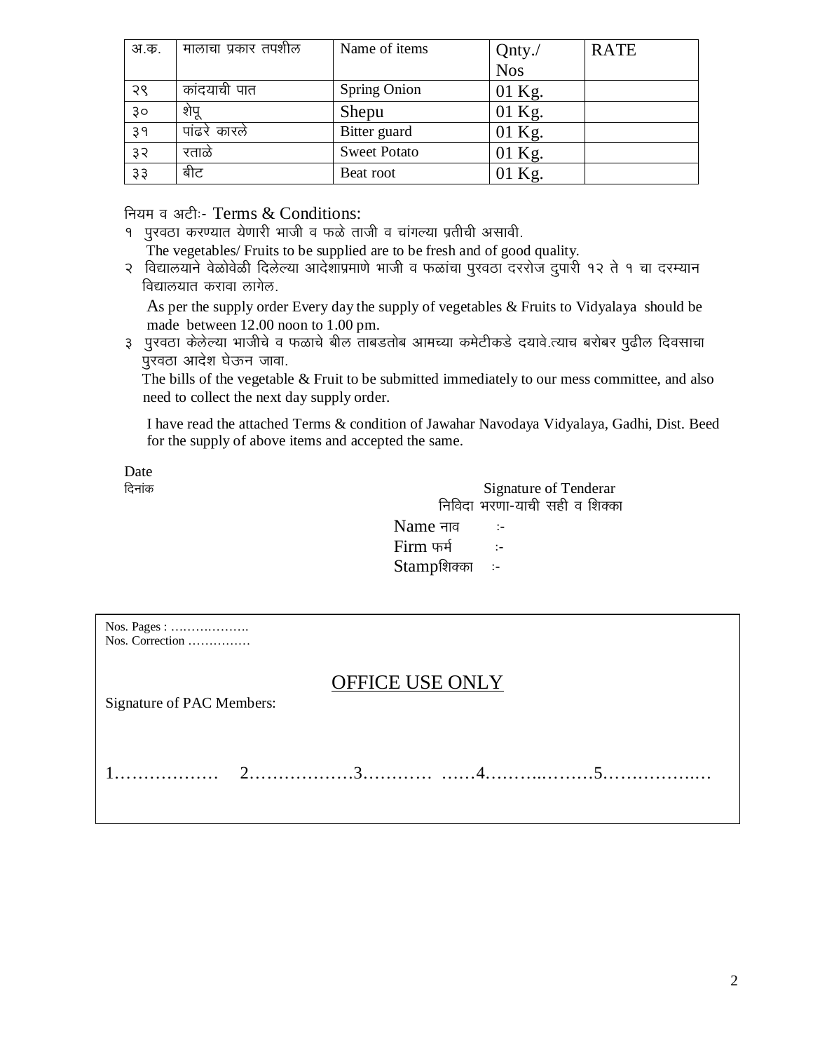| अ.क्र. | मालाचा प्रकार तपशील | Name of items | Qnty./ Nos | RATE |
|---|---|---|---|---|
| २९ | कांदयाची पात | Spring Onion | 01 Kg. | |
| ३० | शेपू | Shepu | 01 Kg. | |
| ३१ | पांढरे कारले | Bitter guard | 01 Kg. | |
| ३२ | रताळे | Sweet Potato | 01 Kg. | |
| ३३ | बीट | Beat root | 01 Kg. | |

नियम व अटीः- Terms & Conditions:

१ पुरवठा करण्यात येणारी भाजी व फळे ताजी व चांगल्या प्रतीची असावी.
The vegetables/ Fruits to be supplied are to be fresh and of good quality.

२ विद्यालयाने वेळोवेळी दिलेल्या आदेशाप्रमाणे भाजी व फळांचा पुरवठा दररोज दुपारी १२ ते १ चा दरम्यान विद्यालयात करावा लागेल.
As per the supply order Every day the supply of vegetables & Fruits to Vidyalaya should be made between 12.00 noon to 1.00 pm.

३ पुरवठा केलेल्या भाजीचे व फळाचे बील ताबडतोब आमच्या कमेटीकडे दयावे.त्याच बरोबर पुढील दिवसाचा पुरवठा आदेश घेऊन जावा.
The bills of the vegetable & Fruit to be submitted immediately to our mess committee, and also need to collect the next day supply order.

I have read the attached Terms & condition of Jawahar Navodaya Vidyalaya, Gadhi, Dist. Beed for the supply of above items and accepted the same.

Date
दिनांक

Signature of Tenderar
निविदा भरणा-याची सही व शिक्का

Name नाव :-
Firm फर्म :-
Stampशिक्का :-

Nos. Pages : ……………….
Nos. Correction ……………

## OFFICE USE ONLY

Signature of PAC Members:

1……………… 2………………3………… ……4………..………5………………..